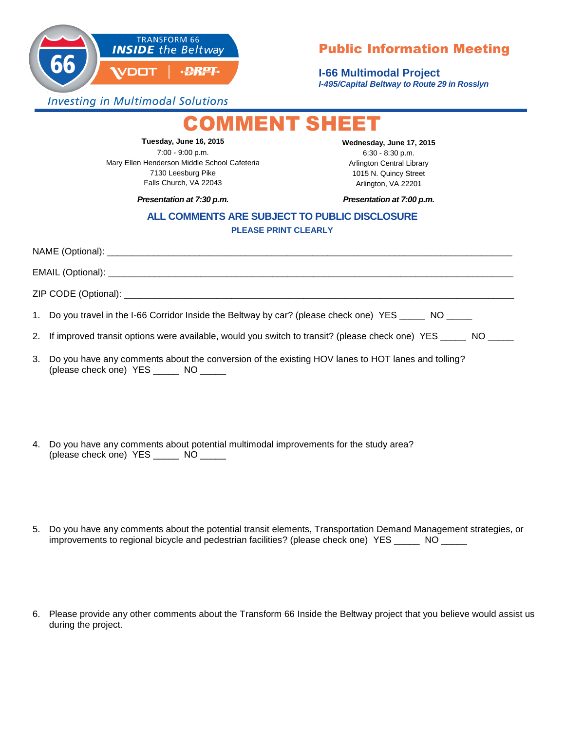TRANSFORM 66
**INSIDE** *the Beltway*

VDOT | DRPT

*Investing in Multimodal Solutions*

## Public Information Meeting

**I-66 Multimodal Project**
***I-495/Capital Beltway to Route 29 in Rosslyn***

# COMMENT SHEET

**Tuesday, June 16, 2015**
7:00 - 9:00 p.m.
Mary Ellen Henderson Middle School Cafeteria
7130 Leesburg Pike
Falls Church, VA 22043

***Presentation at 7:30 p.m.***

**Wednesday, June 17, 2015**
6:30 - 8:30 p.m.
Arlington Central Library
1015 N. Quincy Street
Arlington, VA 22201

***Presentation at 7:00 p.m.***

**ALL COMMENTS ARE SUBJECT TO PUBLIC DISCLOSURE**

**PLEASE PRINT CLEARLY**

NAME (Optional): ______________________________________________________________________________

EMAIL (Optional): ______________________________________________________________________________

ZIP CODE (Optional): ___________________________________________________________________________

1. Do you travel in the I-66 Corridor Inside the Beltway by car? (please check one) YES _____ NO _____

2. If improved transit options were available, would you switch to transit? (please check one) YES _____ NO _____

3. Do you have any comments about the conversion of the existing HOV lanes to HOT lanes and tolling? (please check one) YES _____ NO _____

4. Do you have any comments about potential multimodal improvements for the study area? (please check one) YES _____ NO _____

5. Do you have any comments about the potential transit elements, Transportation Demand Management strategies, or improvements to regional bicycle and pedestrian facilities? (please check one) YES _____ NO _____

6. Please provide any other comments about the Transform 66 Inside the Beltway project that you believe would assist us during the project.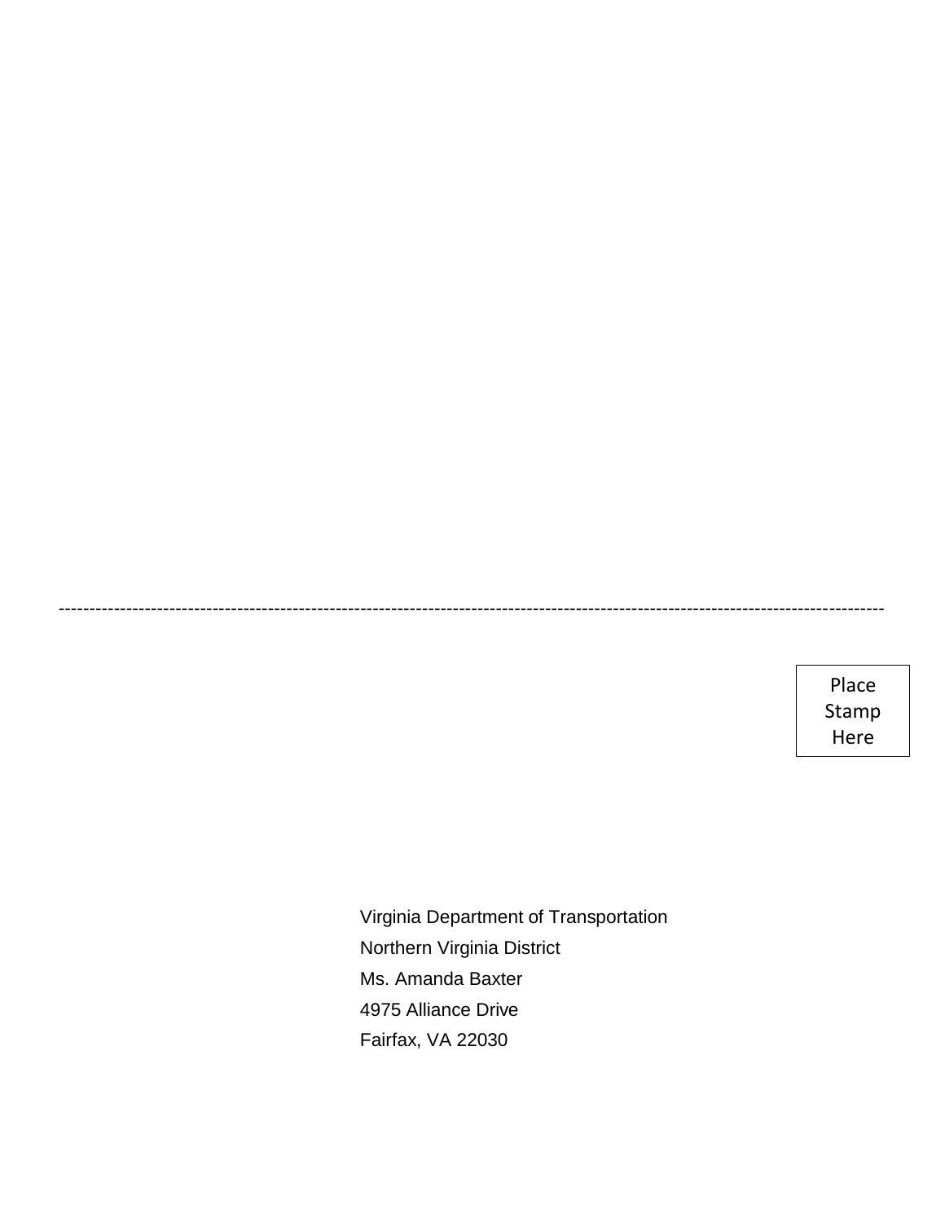---

Place
Stamp
Here

Virginia Department of Transportation
Northern Virginia District
Ms. Amanda Baxter
4975 Alliance Drive
Fairfax, VA 22030